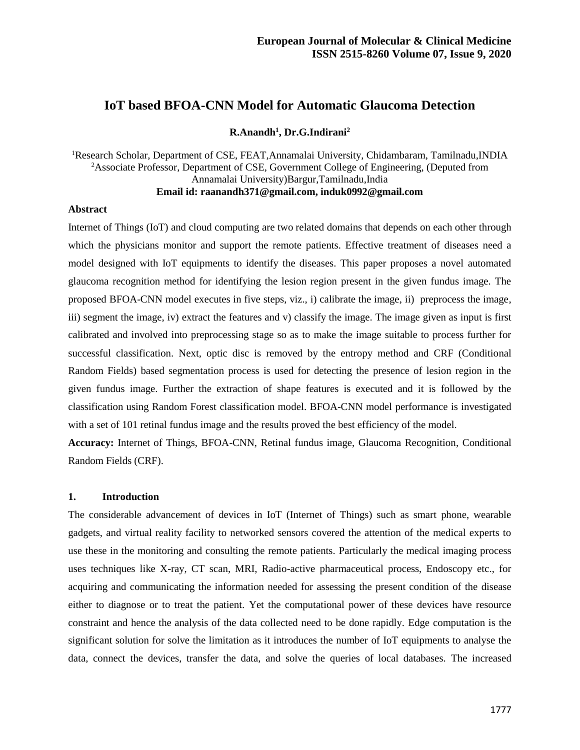# IoT based BFOA-CNN Model for Automatic Glaucoma Detection

**R.Anandh[1], Dr.G.Indirani[2]**

[1]Research Scholar, Department of CSE, FEAT,Annamalai University, Chidambaram, Tamilnadu,INDIA
[2]Associate Professor, Department of CSE, Government College of Engineering, (Deputed from Annamalai University)Bargur,Tamilnadu,India
**Email id: raanandh371@gmail.com, induk0992@gmail.com**

**Abstract**

Internet of Things (IoT) and cloud computing are two related domains that depends on each other through which the physicians monitor and support the remote patients. Effective treatment of diseases need a model designed with IoT equipments to identify the diseases. This paper proposes a novel automated glaucoma recognition method for identifying the lesion region present in the given fundus image. The proposed BFOA-CNN model executes in five steps, viz., i) calibrate the image, ii) preprocess the image, iii) segment the image, iv) extract the features and v) classify the image. The image given as input is first calibrated and involved into preprocessing stage so as to make the image suitable to process further for successful classification. Next, optic disc is removed by the entropy method and CRF (Conditional Random Fields) based segmentation process is used for detecting the presence of lesion region in the given fundus image. Further the extraction of shape features is executed and it is followed by the classification using Random Forest classification model. BFOA-CNN model performance is investigated with a set of 101 retinal fundus image and the results proved the best efficiency of the model.

**Accuracy:** Internet of Things, BFOA-CNN, Retinal fundus image, Glaucoma Recognition, Conditional Random Fields (CRF).

## 1. Introduction

The considerable advancement of devices in IoT (Internet of Things) such as smart phone, wearable gadgets, and virtual reality facility to networked sensors covered the attention of the medical experts to use these in the monitoring and consulting the remote patients. Particularly the medical imaging process uses techniques like X-ray, CT scan, MRI, Radio-active pharmaceutical process, Endoscopy etc., for acquiring and communicating the information needed for assessing the present condition of the disease either to diagnose or to treat the patient. Yet the computational power of these devices have resource constraint and hence the analysis of the data collected need to be done rapidly. Edge computation is the significant solution for solve the limitation as it introduces the number of IoT equipments to analyse the data, connect the devices, transfer the data, and solve the queries of local databases. The increased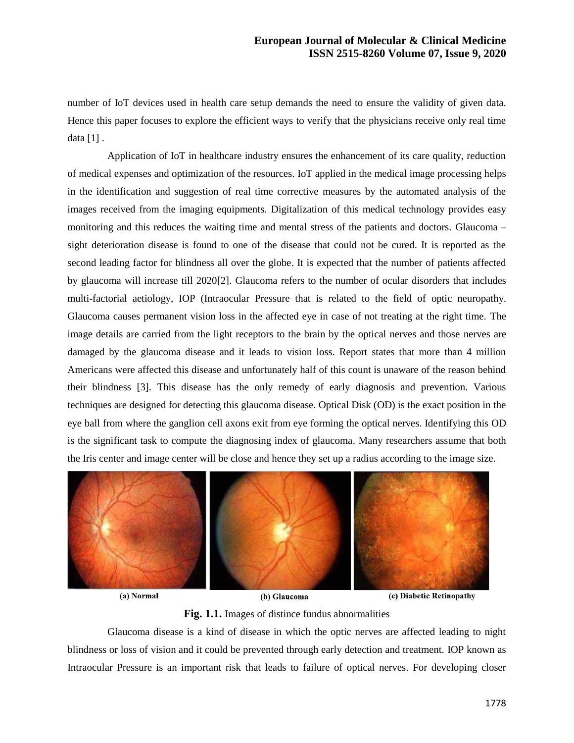number of IoT devices used in health care setup demands the need to ensure the validity of given data. Hence this paper focuses to explore the efficient ways to verify that the physicians receive only real time data [1] .

Application of IoT in healthcare industry ensures the enhancement of its care quality, reduction of medical expenses and optimization of the resources. IoT applied in the medical image processing helps in the identification and suggestion of real time corrective measures by the automated analysis of the images received from the imaging equipments. Digitalization of this medical technology provides easy monitoring and this reduces the waiting time and mental stress of the patients and doctors. Glaucoma – sight deterioration disease is found to one of the disease that could not be cured. It is reported as the second leading factor for blindness all over the globe. It is expected that the number of patients affected by glaucoma will increase till 2020[2]. Glaucoma refers to the number of ocular disorders that includes multi-factorial aetiology, IOP (Intraocular Pressure that is related to the field of optic neuropathy. Glaucoma causes permanent vision loss in the affected eye in case of not treating at the right time. The image details are carried from the light receptors to the brain by the optical nerves and those nerves are damaged by the glaucoma disease and it leads to vision loss. Report states that more than 4 million Americans were affected this disease and unfortunately half of this count is unaware of the reason behind their blindness [3]. This disease has the only remedy of early diagnosis and prevention. Various techniques are designed for detecting this glaucoma disease. Optical Disk (OD) is the exact position in the eye ball from where the ganglion cell axons exit from eye forming the optical nerves. Identifying this OD is the significant task to compute the diagnosing index of glaucoma. Many researchers assume that both the Iris center and image center will be close and hence they set up a radius according to the image size.

(a) Normal (b) Glaucoma (c) Diabetic Retinopathy

**Fig. 1.1.** Images of distince fundus abnormalities

Glaucoma disease is a kind of disease in which the optic nerves are affected leading to night blindness or loss of vision and it could be prevented through early detection and treatment. IOP known as Intraocular Pressure is an important risk that leads to failure of optical nerves. For developing closer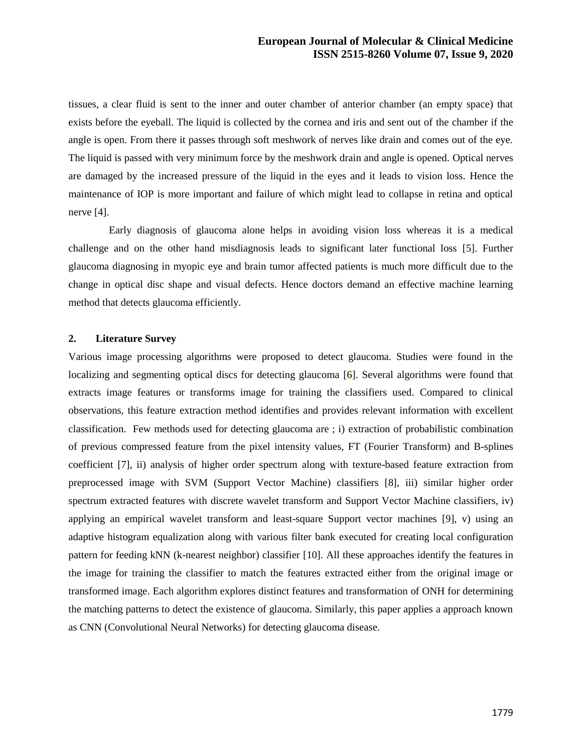tissues, a clear fluid is sent to the inner and outer chamber of anterior chamber (an empty space) that exists before the eyeball. The liquid is collected by the cornea and iris and sent out of the chamber if the angle is open. From there it passes through soft meshwork of nerves like drain and comes out of the eye. The liquid is passed with very minimum force by the meshwork drain and angle is opened. Optical nerves are damaged by the increased pressure of the liquid in the eyes and it leads to vision loss. Hence the maintenance of IOP is more important and failure of which might lead to collapse in retina and optical nerve [4].

Early diagnosis of glaucoma alone helps in avoiding vision loss whereas it is a medical challenge and on the other hand misdiagnosis leads to significant later functional loss [5]. Further glaucoma diagnosing in myopic eye and brain tumor affected patients is much more difficult due to the change in optical disc shape and visual defects. Hence doctors demand an effective machine learning method that detects glaucoma efficiently.

## 2. Literature Survey

Various image processing algorithms were proposed to detect glaucoma. Studies were found in the localizing and segmenting optical discs for detecting glaucoma [6]. Several algorithms were found that extracts image features or transforms image for training the classifiers used. Compared to clinical observations, this feature extraction method identifies and provides relevant information with excellent classification. Few methods used for detecting glaucoma are ; i) extraction of probabilistic combination of previous compressed feature from the pixel intensity values, FT (Fourier Transform) and B-splines coefficient [7], ii) analysis of higher order spectrum along with texture-based feature extraction from preprocessed image with SVM (Support Vector Machine) classifiers [8], iii) similar higher order spectrum extracted features with discrete wavelet transform and Support Vector Machine classifiers, iv) applying an empirical wavelet transform and least-square Support vector machines [9], v) using an adaptive histogram equalization along with various filter bank executed for creating local configuration pattern for feeding kNN (k-nearest neighbor) classifier [10]. All these approaches identify the features in the image for training the classifier to match the features extracted either from the original image or transformed image. Each algorithm explores distinct features and transformation of ONH for determining the matching patterns to detect the existence of glaucoma. Similarly, this paper applies a approach known as CNN (Convolutional Neural Networks) for detecting glaucoma disease.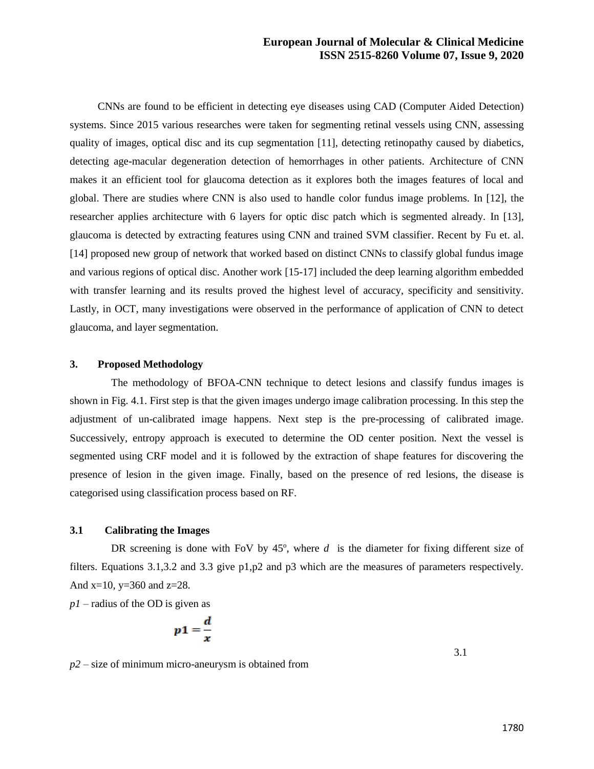CNNs are found to be efficient in detecting eye diseases using CAD (Computer Aided Detection) systems. Since 2015 various researches were taken for segmenting retinal vessels using CNN, assessing quality of images, optical disc and its cup segmentation [11], detecting retinopathy caused by diabetics, detecting age-macular degeneration detection of hemorrhages in other patients. Architecture of CNN makes it an efficient tool for glaucoma detection as it explores both the images features of local and global. There are studies where CNN is also used to handle color fundus image problems. In [12], the researcher applies architecture with 6 layers for optic disc patch which is segmented already. In [13], glaucoma is detected by extracting features using CNN and trained SVM classifier. Recent by Fu et. al. [14] proposed new group of network that worked based on distinct CNNs to classify global fundus image and various regions of optical disc. Another work [15-17] included the deep learning algorithm embedded with transfer learning and its results proved the highest level of accuracy, specificity and sensitivity. Lastly, in OCT, many investigations were observed in the performance of application of CNN to detect glaucoma, and layer segmentation.

## 3. Proposed Methodology

The methodology of BFOA-CNN technique to detect lesions and classify fundus images is shown in Fig. 4.1. First step is that the given images undergo image calibration processing. In this step the adjustment of un-calibrated image happens. Next step is the pre-processing of calibrated image. Successively, entropy approach is executed to determine the OD center position. Next the vessel is segmented using CRF model and it is followed by the extraction of shape features for discovering the presence of lesion in the given image. Finally, based on the presence of red lesions, the disease is categorised using classification process based on RF.

### 3.1 Calibrating the Images

DR screening is done with FoV by $45^o$, where $d$ is the diameter for fixing different size of filters. Equations 3.1,3.2 and 3.3 give p1,p2 and p3 which are the measures of parameters respectively. And x=10, y=360 and z=28.

*p1* – radius of the OD is given as

$$p1 = \frac{d}{x} \tag{3.1}$$

*p2* – size of minimum micro-aneurysm is obtained from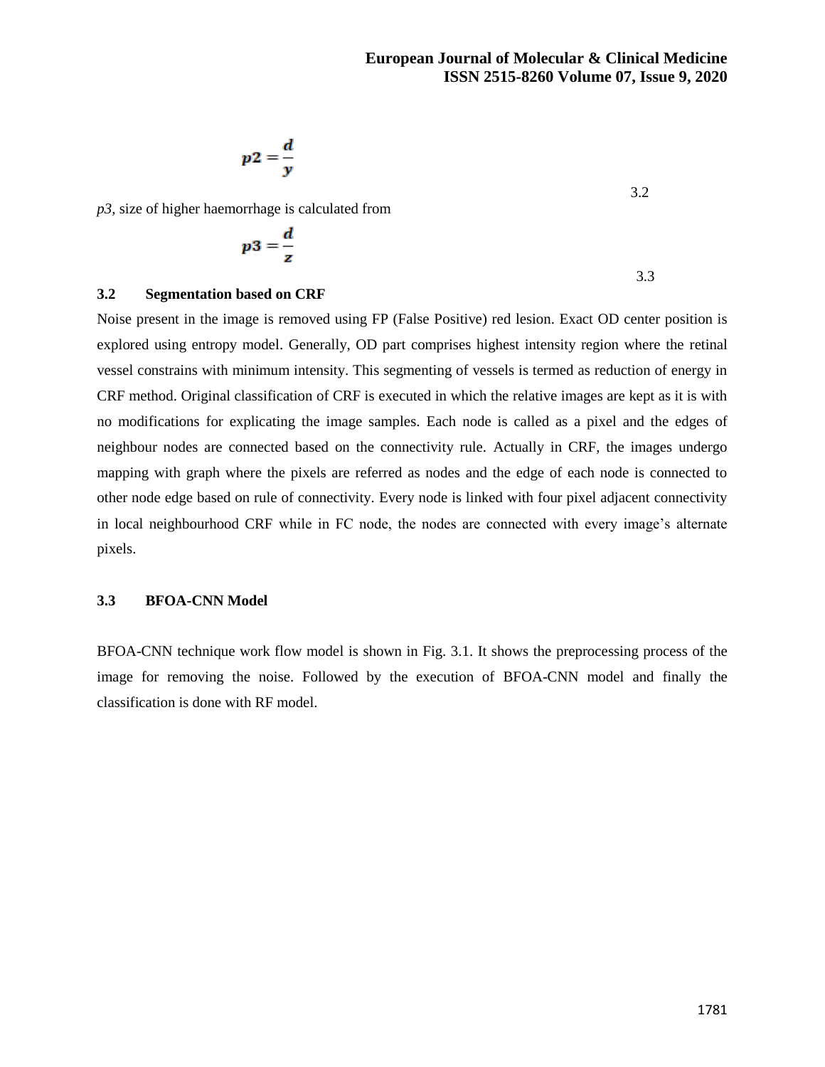$$p2 = \frac{d}{y} \tag{3.2}$$

*p3*, size of higher haemorrhage is calculated from

$$p3 = \frac{d}{z} \tag{3.3}$$

### 3.2 Segmentation based on CRF

Noise present in the image is removed using FP (False Positive) red lesion. Exact OD center position is explored using entropy model. Generally, OD part comprises highest intensity region where the retinal vessel constrains with minimum intensity. This segmenting of vessels is termed as reduction of energy in CRF method. Original classification of CRF is executed in which the relative images are kept as it is with no modifications for explicating the image samples. Each node is called as a pixel and the edges of neighbour nodes are connected based on the connectivity rule. Actually in CRF, the images undergo mapping with graph where the pixels are referred as nodes and the edge of each node is connected to other node edge based on rule of connectivity. Every node is linked with four pixel adjacent connectivity in local neighbourhood CRF while in FC node, the nodes are connected with every image's alternate pixels.

### 3.3 BFOA-CNN Model

BFOA-CNN technique work flow model is shown in Fig. 3.1. It shows the preprocessing process of the image for removing the noise. Followed by the execution of BFOA-CNN model and finally the classification is done with RF model.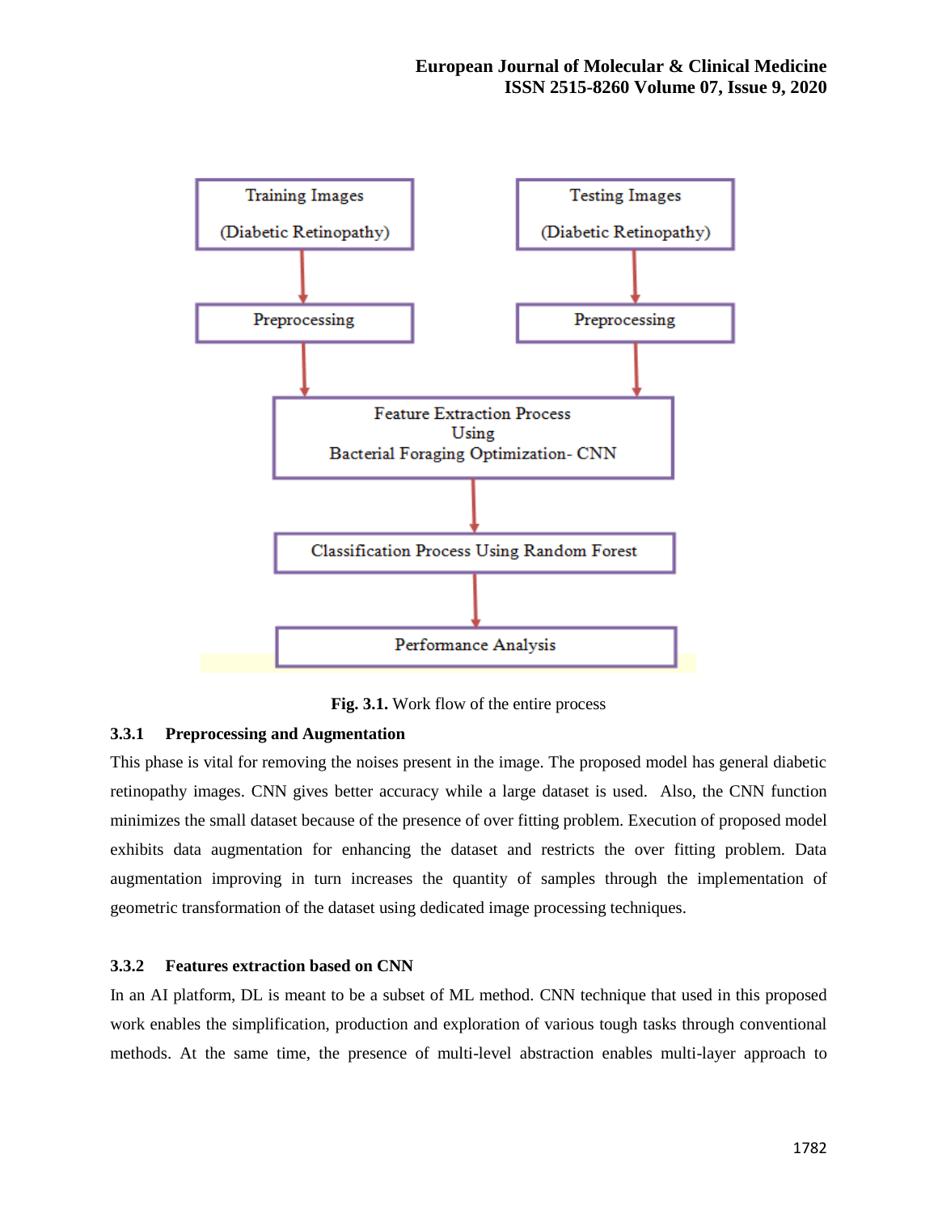Training Images (Diabetic Retinopathy) → Preprocessing → Feature Extraction Process Using Bacterial Foraging Optimization- CNN

Testing Images (Diabetic Retinopathy) → Preprocessing → Feature Extraction Process Using Bacterial Foraging Optimization- CNN

Feature Extraction Process Using Bacterial Foraging Optimization- CNN → Classification Process Using Random Forest → Performance Analysis

**Fig. 3.1.** Work flow of the entire process

### 3.3.1 Preprocessing and Augmentation

This phase is vital for removing the noises present in the image. The proposed model has general diabetic retinopathy images. CNN gives better accuracy while a large dataset is used. Also, the CNN function minimizes the small dataset because of the presence of over fitting problem. Execution of proposed model exhibits data augmentation for enhancing the dataset and restricts the over fitting problem. Data augmentation improving in turn increases the quantity of samples through the implementation of geometric transformation of the dataset using dedicated image processing techniques.

### 3.3.2 Features extraction based on CNN

In an AI platform, DL is meant to be a subset of ML method. CNN technique that used in this proposed work enables the simplification, production and exploration of various tough tasks through conventional methods. At the same time, the presence of multi-level abstraction enables multi-layer approach to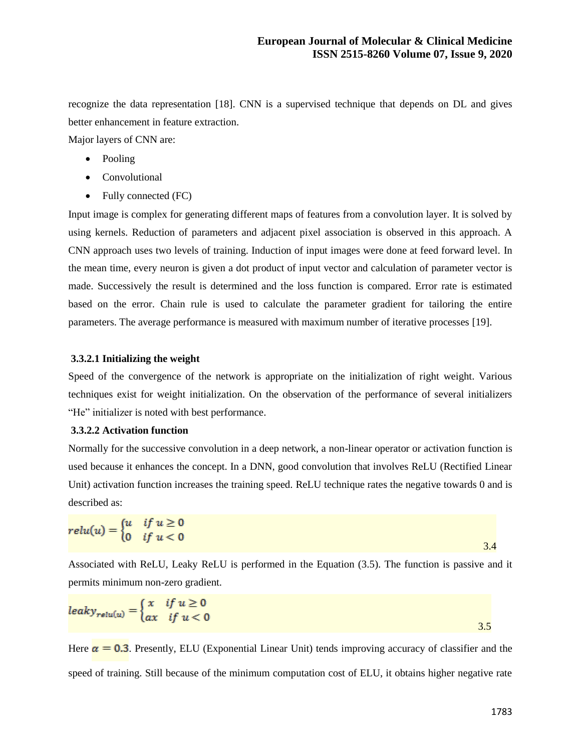recognize the data representation [18]. CNN is a supervised technique that depends on DL and gives better enhancement in feature extraction.

Major layers of CNN are:

- Pooling
- Convolutional
- Fully connected (FC)

Input image is complex for generating different maps of features from a convolution layer. It is solved by using kernels. Reduction of parameters and adjacent pixel association is observed in this approach. A CNN approach uses two levels of training. Induction of input images were done at feed forward level. In the mean time, every neuron is given a dot product of input vector and calculation of parameter vector is made. Successively the result is determined and the loss function is compared. Error rate is estimated based on the error. Chain rule is used to calculate the parameter gradient for tailoring the entire parameters. The average performance is measured with maximum number of iterative processes [19].

### 3.3.2.1 Initializing the weight

Speed of the convergence of the network is appropriate on the initialization of right weight. Various techniques exist for weight initialization. On the observation of the performance of several initializers "He" initializer is noted with best performance.

### 3.3.2.2 Activation function

Normally for the successive convolution in a deep network, a non-linear operator or activation function is used because it enhances the concept. In a DNN, good convolution that involves ReLU (Rectified Linear Unit) activation function increases the training speed. ReLU technique rates the negative towards 0 and is described as:

$$relu(u) = \begin{cases} u & if\ u \geq 0 \\ 0 & if\ u < 0 \end{cases} \tag{3.4}$$

Associated with ReLU, Leaky ReLU is performed in the Equation (3.5). The function is passive and it permits minimum non-zero gradient.

$$leaky_{relu(u)} = \begin{cases} x & if\ u \geq 0 \\ ax & if\ u < 0 \end{cases} \tag{3.5}$$

Here $\alpha = 0.3$. Presently, ELU (Exponential Linear Unit) tends improving accuracy of classifier and the speed of training. Still because of the minimum computation cost of ELU, it obtains higher negative rate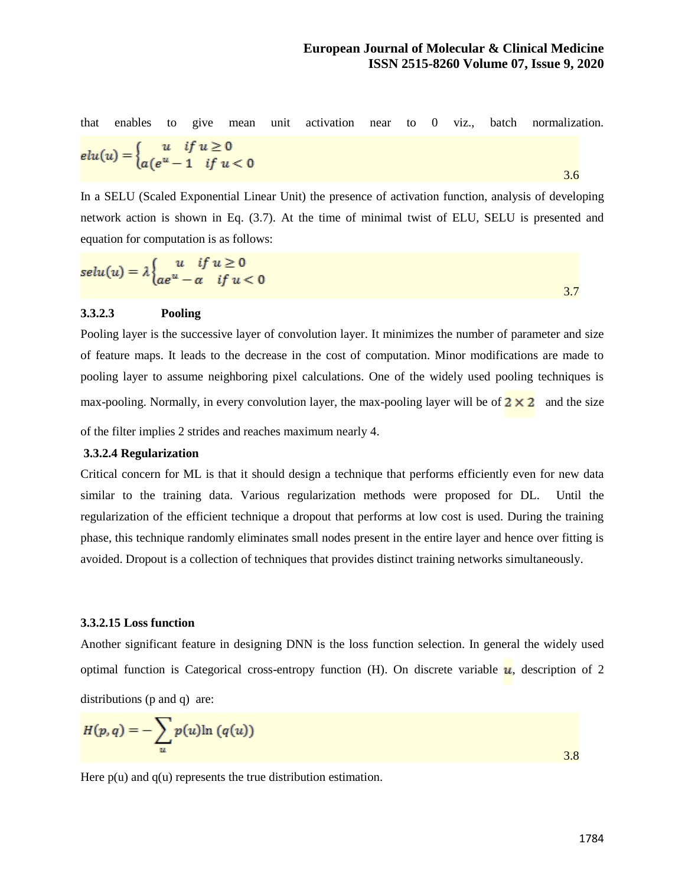that enables to give mean unit activation near to 0 viz., batch normalization.

$$elu(u) = \begin{cases} u & if\ u \geq 0 \\ a(e^{u} - 1 & if\ u < 0 \end{cases} \tag{3.6}$$

In a SELU (Scaled Exponential Linear Unit) the presence of activation function, analysis of developing network action is shown in Eq. (3.7). At the time of minimal twist of ELU, SELU is presented and equation for computation is as follows:

$$selu(u) = \lambda \begin{cases} u & if\ u \geq 0 \\ ae^{u} - \alpha & if\ u < 0 \end{cases} \tag{3.7}$$

**3.3.2.3 Pooling**

Pooling layer is the successive layer of convolution layer. It minimizes the number of parameter and size of feature maps. It leads to the decrease in the cost of computation. Minor modifications are made to pooling layer to assume neighboring pixel calculations. One of the widely used pooling techniques is max-pooling. Normally, in every convolution layer, the max-pooling layer will be of $2 \times 2$ and the size of the filter implies 2 strides and reaches maximum nearly 4.

**3.3.2.4 Regularization**

Critical concern for ML is that it should design a technique that performs efficiently even for new data similar to the training data. Various regularization methods were proposed for DL. Until the regularization of the efficient technique a dropout that performs at low cost is used. During the training phase, this technique randomly eliminates small nodes present in the entire layer and hence over fitting is avoided. Dropout is a collection of techniques that provides distinct training networks simultaneously.

**3.3.2.15 Loss function**

Another significant feature in designing DNN is the loss function selection. In general the widely used optimal function is Categorical cross-entropy function (H). On discrete variable $u$, description of 2 distributions (p and q) are:

$$H(p,q) = -\sum_{u} p(u) \ln (q(u)) \tag{3.8}$$

Here p(u) and q(u) represents the true distribution estimation.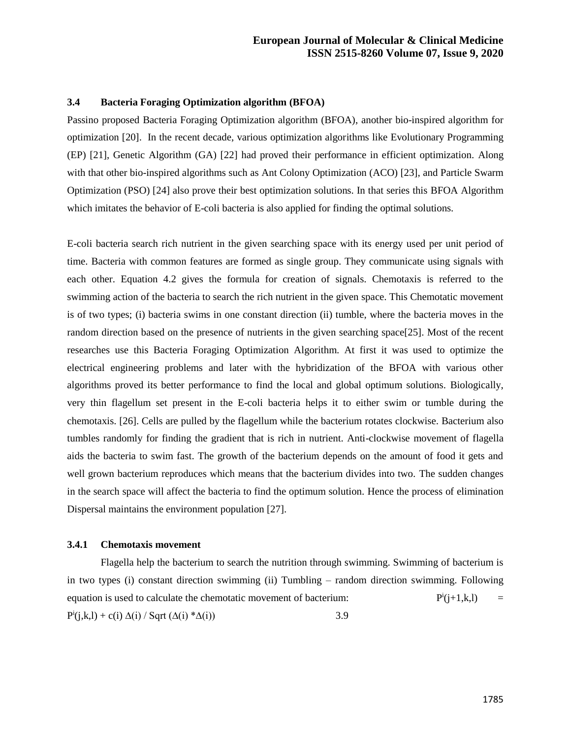### 3.4 Bacteria Foraging Optimization algorithm (BFOA)

Passino proposed Bacteria Foraging Optimization algorithm (BFOA), another bio-inspired algorithm for optimization [20]. In the recent decade, various optimization algorithms like Evolutionary Programming (EP) [21], Genetic Algorithm (GA) [22] had proved their performance in efficient optimization. Along with that other bio-inspired algorithms such as Ant Colony Optimization (ACO) [23], and Particle Swarm Optimization (PSO) [24] also prove their best optimization solutions. In that series this BFOA Algorithm which imitates the behavior of E-coli bacteria is also applied for finding the optimal solutions.

E-coli bacteria search rich nutrient in the given searching space with its energy used per unit period of time. Bacteria with common features are formed as single group. They communicate using signals with each other. Equation 4.2 gives the formula for creation of signals. Chemotaxis is referred to the swimming action of the bacteria to search the rich nutrient in the given space. This Chemotatic movement is of two types; (i) bacteria swims in one constant direction (ii) tumble, where the bacteria moves in the random direction based on the presence of nutrients in the given searching space[25]. Most of the recent researches use this Bacteria Foraging Optimization Algorithm. At first it was used to optimize the electrical engineering problems and later with the hybridization of the BFOA with various other algorithms proved its better performance to find the local and global optimum solutions. Biologically, very thin flagellum set present in the E-coli bacteria helps it to either swim or tumble during the chemotaxis. [26]. Cells are pulled by the flagellum while the bacterium rotates clockwise. Bacterium also tumbles randomly for finding the gradient that is rich in nutrient. Anti-clockwise movement of flagella aids the bacteria to swim fast. The growth of the bacterium depends on the amount of food it gets and well grown bacterium reproduces which means that the bacterium divides into two. The sudden changes in the search space will affect the bacteria to find the optimum solution. Hence the process of elimination Dispersal maintains the environment population [27].

#### 3.4.1 Chemotaxis movement

Flagella help the bacterium to search the nutrition through swimming. Swimming of bacterium is in two types (i) constant direction swimming (ii) Tumbling – random direction swimming. Following equation is used to calculate the chemotatic movement of bacterium:

$$P^i(j+1,k,l) = P^i(j,k,l) + c(i)\,\Delta(i) / \mathrm{Sqrt}\,(\Delta(i) * \Delta(i)) \qquad 3.9$$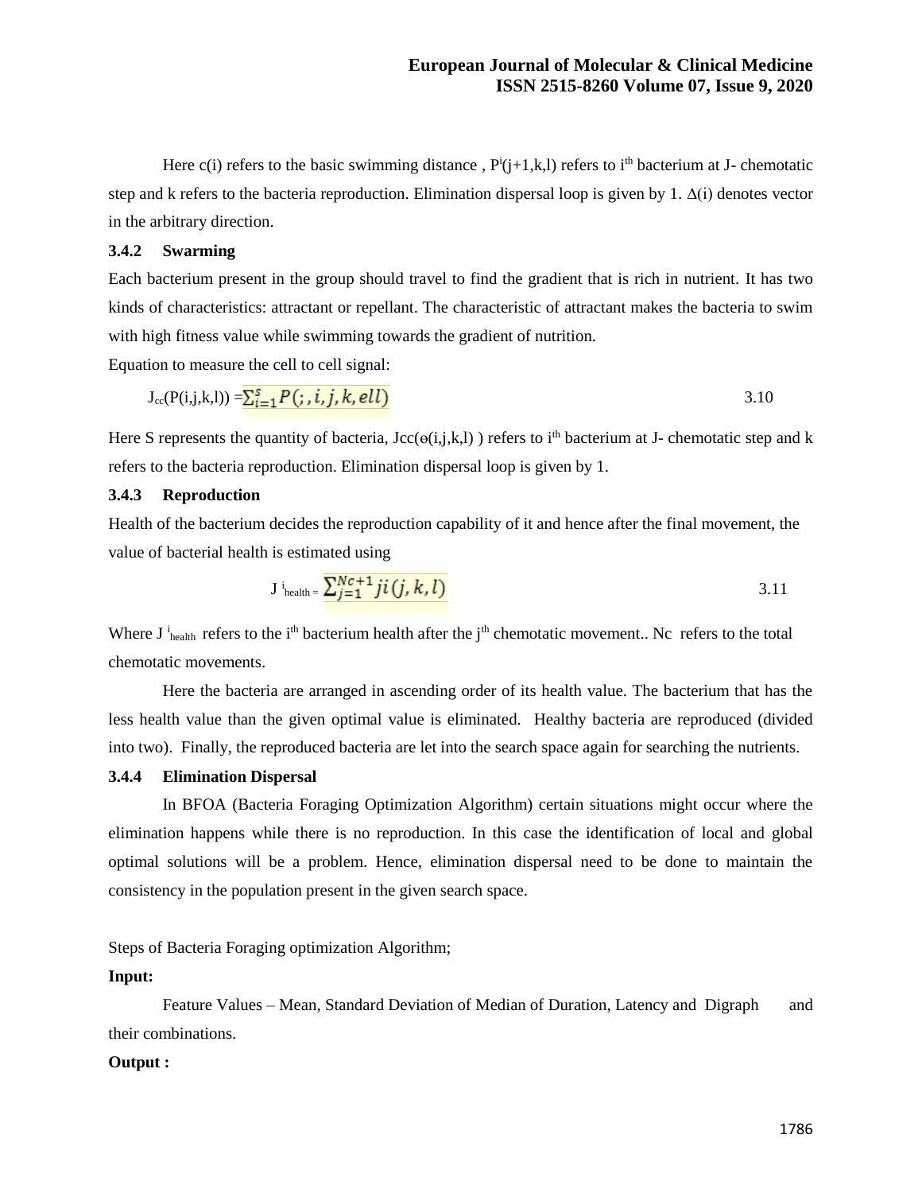Here c(i) refers to the basic swimming distance , $P^i(j+1,k,l)$ refers to $i^{th}$ bacterium at J- chemotatic step and k refers to the bacteria reproduction. Elimination dispersal loop is given by 1. $\Delta(i)$ denotes vector in the arbitrary direction.

### 3.4.2 Swarming

Each bacterium present in the group should travel to find the gradient that is rich in nutrient. It has two kinds of characteristics: attractant or repellant. The characteristic of attractant makes the bacteria to swim with high fitness value while swimming towards the gradient of nutrition.

Equation to measure the cell to cell signal:

$$J_{cc}(P(i,j,k,l)) = \sum_{i=1}^{s} P(;,i,j,k,ell) \qquad 3.10$$

Here S represents the quantity of bacteria, $Jcc(\Theta(i,j,k,l))$ refers to $i^{th}$ bacterium at J- chemotatic step and k refers to the bacteria reproduction. Elimination dispersal loop is given by 1.

### 3.4.3 Reproduction

Health of the bacterium decides the reproduction capability of it and hence after the final movement, the value of bacterial health is estimated using

$$J^{i}_{health} = \sum_{j=1}^{Nc+1} ji(j,k,l) \qquad 3.11$$

Where $J^{i}_{health}$ refers to the $i^{th}$ bacterium health after the $j^{th}$ chemotatic movement.. Nc refers to the total chemotatic movements.

Here the bacteria are arranged in ascending order of its health value. The bacterium that has the less health value than the given optimal value is eliminated. Healthy bacteria are reproduced (divided into two). Finally, the reproduced bacteria are let into the search space again for searching the nutrients.

### 3.4.4 Elimination Dispersal

In BFOA (Bacteria Foraging Optimization Algorithm) certain situations might occur where the elimination happens while there is no reproduction. In this case the identification of local and global optimal solutions will be a problem. Hence, elimination dispersal need to be done to maintain the consistency in the population present in the given search space.

Steps of Bacteria Foraging optimization Algorithm;

**Input:**

Feature Values – Mean, Standard Deviation of Median of Duration, Latency and Digraph and their combinations.

**Output :**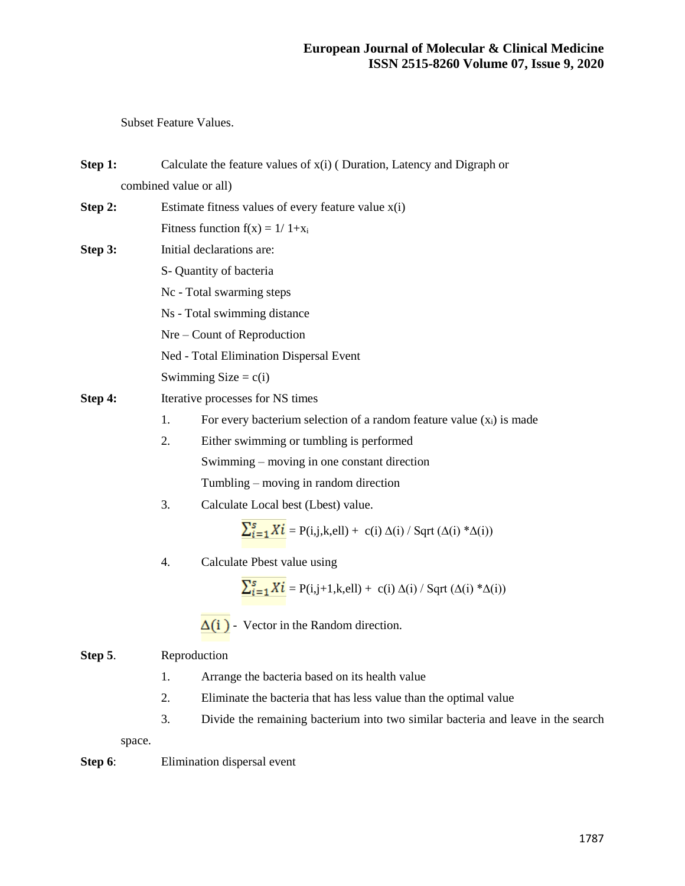Subset Feature Values.

**Step 1:** Calculate the feature values of x(i) ( Duration, Latency and Digraph or combined value or all)

**Step 2:** Estimate fitness values of every feature value x(i)

Fitness function $f(x) = 1/ 1+x_i$

**Step 3:** Initial declarations are:

S- Quantity of bacteria

Nc - Total swarming steps

Ns - Total swimming distance

Nre – Count of Reproduction

Ned - Total Elimination Dispersal Event

Swimming Size = c(i)

**Step 4:** Iterative processes for NS times

1. For every bacterium selection of a random feature value ($x_i$) is made
2. Either swimming or tumbling is performed

   Swimming – moving in one constant direction

   Tumbling – moving in random direction
3. Calculate Local best (Lbest) value.

   $$\sum_{i=1}^{s} Xi = P(i,j,k,ell) + c(i)\,\Delta(i) / \text{Sqrt}\,(\Delta(i) * \Delta(i))$$
4. Calculate Pbest value using

   $$\sum_{i=1}^{s} Xi = P(i,j+1,k,ell) + c(i)\,\Delta(i) / \text{Sqrt}\,(\Delta(i) * \Delta(i))$$

   $\Delta(i)$ - Vector in the Random direction.

**Step 5**. Reproduction

1. Arrange the bacteria based on its health value
2. Eliminate the bacteria that has less value than the optimal value
3. Divide the remaining bacterium into two similar bacteria and leave in the search space.

**Step 6**: Elimination dispersal event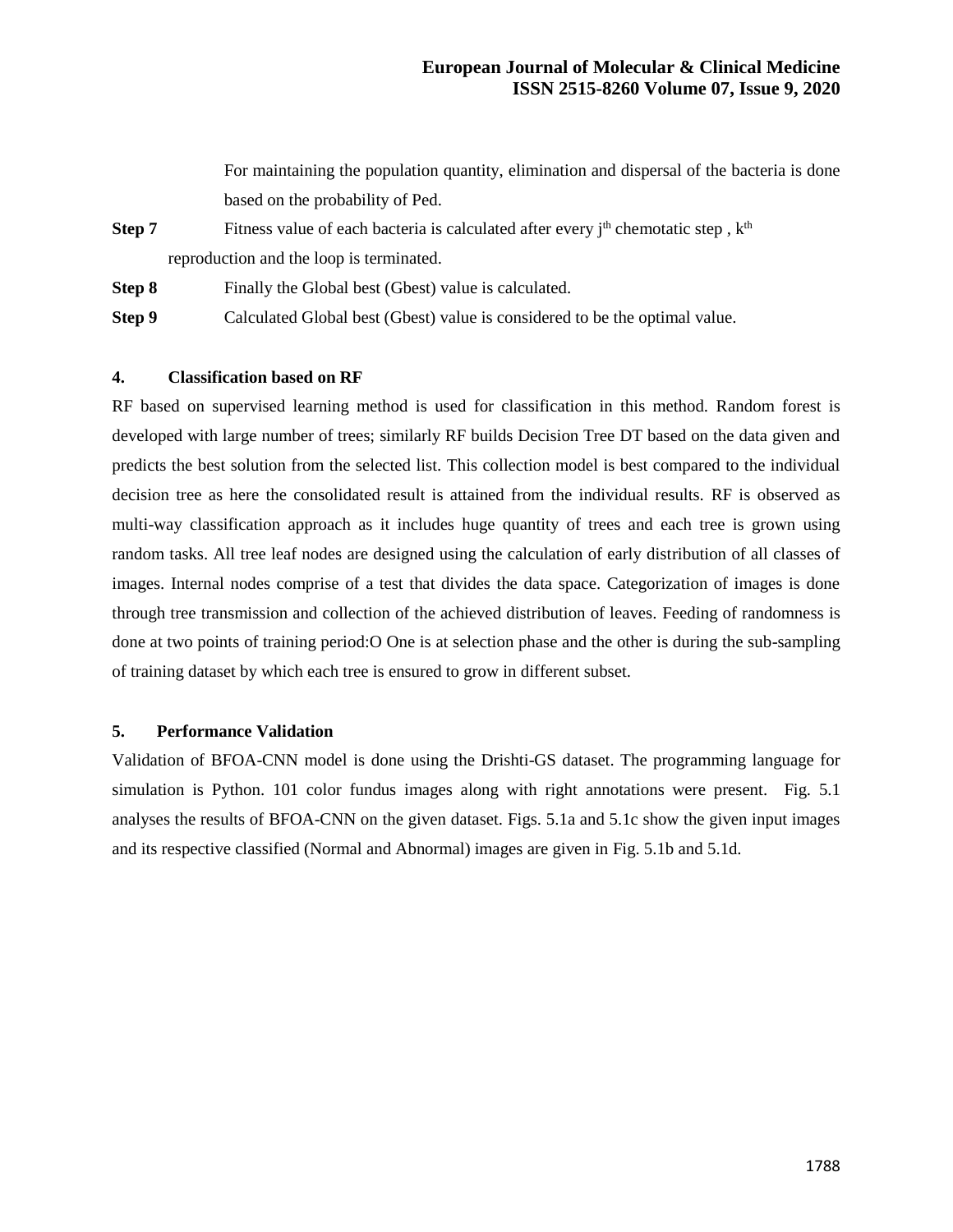For maintaining the population quantity, elimination and dispersal of the bacteria is done based on the probability of Ped.

**Step 7** Fitness value of each bacteria is calculated after every $j^{th}$ chemotatic step , $k^{th}$ reproduction and the loop is terminated.

**Step 8** Finally the Global best (Gbest) value is calculated.

**Step 9** Calculated Global best (Gbest) value is considered to be the optimal value.

## 4. Classification based on RF

RF based on supervised learning method is used for classification in this method. Random forest is developed with large number of trees; similarly RF builds Decision Tree DT based on the data given and predicts the best solution from the selected list. This collection model is best compared to the individual decision tree as here the consolidated result is attained from the individual results. RF is observed as multi-way classification approach as it includes huge quantity of trees and each tree is grown using random tasks. All tree leaf nodes are designed using the calculation of early distribution of all classes of images. Internal nodes comprise of a test that divides the data space. Categorization of images is done through tree transmission and collection of the achieved distribution of leaves. Feeding of randomness is done at two points of training period:O One is at selection phase and the other is during the sub-sampling of training dataset by which each tree is ensured to grow in different subset.

## 5. Performance Validation

Validation of BFOA-CNN model is done using the Drishti-GS dataset. The programming language for simulation is Python. 101 color fundus images along with right annotations were present. Fig. 5.1 analyses the results of BFOA-CNN on the given dataset. Figs. 5.1a and 5.1c show the given input images and its respective classified (Normal and Abnormal) images are given in Fig. 5.1b and 5.1d.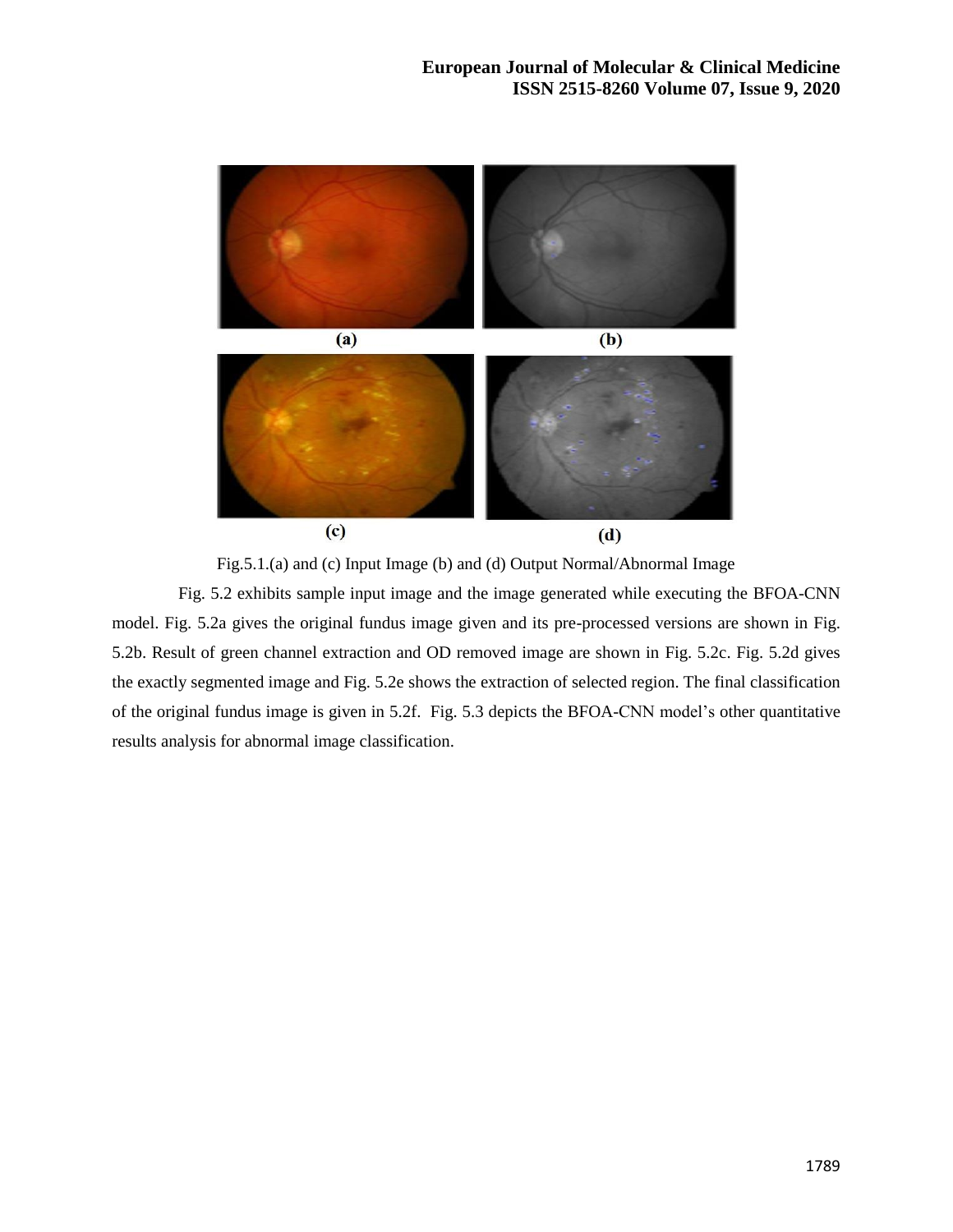Fig.5.1.(a) and (c) Input Image (b) and (d) Output Normal/Abnormal Image

Fig. 5.2 exhibits sample input image and the image generated while executing the BFOA-CNN model. Fig. 5.2a gives the original fundus image given and its pre-processed versions are shown in Fig. 5.2b. Result of green channel extraction and OD removed image are shown in Fig. 5.2c. Fig. 5.2d gives the exactly segmented image and Fig. 5.2e shows the extraction of selected region. The final classification of the original fundus image is given in 5.2f. Fig. 5.3 depicts the BFOA-CNN model's other quantitative results analysis for abnormal image classification.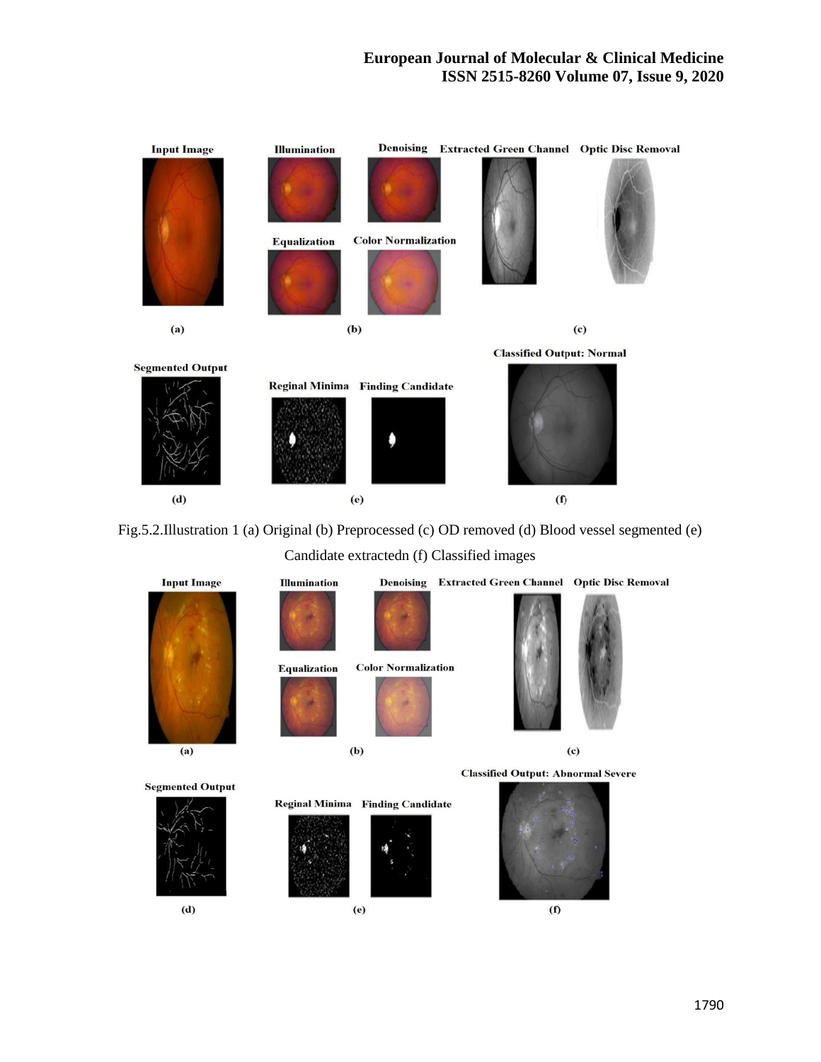Fig.5.2.Illustration 1 (a) Original (b) Preprocessed (c) OD removed (d) Blood vessel segmented (e) Candidate extractedn (f) Classified images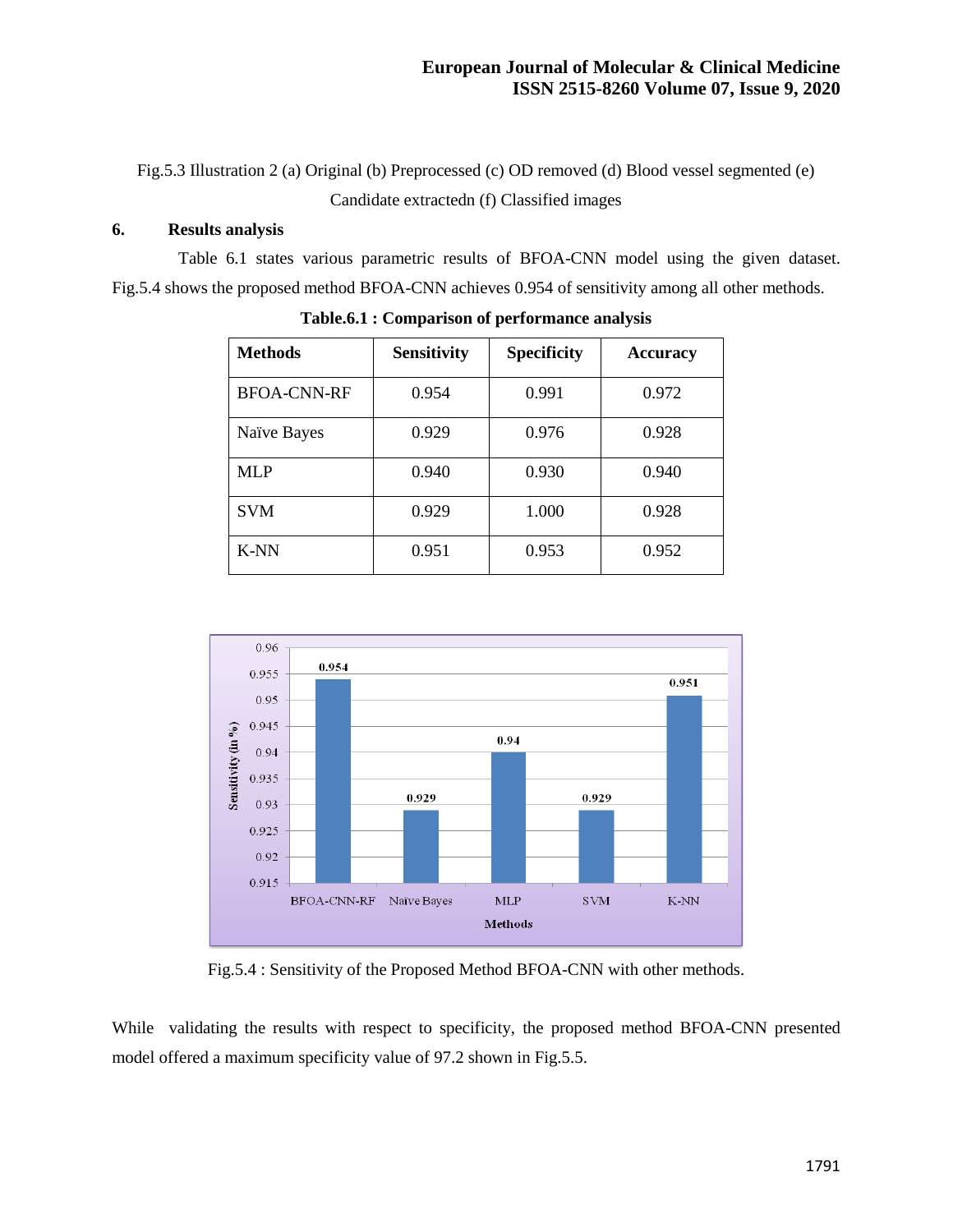Fig.5.3 Illustration 2 (a) Original (b) Preprocessed (c) OD removed (d) Blood vessel segmented (e) Candidate extractedn (f) Classified images

## 6. Results analysis

Table 6.1 states various parametric results of BFOA-CNN model using the given dataset. Fig.5.4 shows the proposed method BFOA-CNN achieves 0.954 of sensitivity among all other methods.

**Table.6.1 : Comparison of performance analysis**

| Methods | Sensitivity | Specificity | Accuracy |
| --- | --- | --- | --- |
| BFOA-CNN-RF | 0.954 | 0.991 | 0.972 |
| Naïve Bayes | 0.929 | 0.976 | 0.928 |
| MLP | 0.940 | 0.930 | 0.940 |
| SVM | 0.929 | 1.000 | 0.928 |
| K-NN | 0.951 | 0.953 | 0.952 |

Fig.5.4 : Sensitivity of the Proposed Method BFOA-CNN with other methods.

While validating the results with respect to specificity, the proposed method BFOA-CNN presented model offered a maximum specificity value of 97.2 shown in Fig.5.5.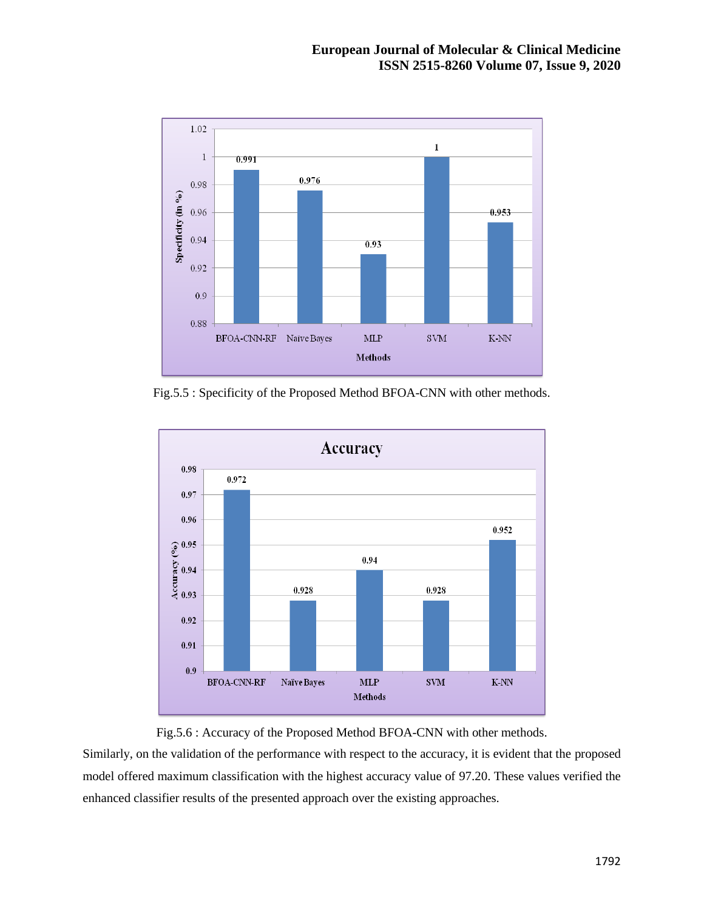Fig.5.5 : Specificity of the Proposed Method BFOA-CNN with other methods.

Fig.5.6 : Accuracy of the Proposed Method BFOA-CNN with other methods.

Similarly, on the validation of the performance with respect to the accuracy, it is evident that the proposed model offered maximum classification with the highest accuracy value of 97.20. These values verified the enhanced classifier results of the presented approach over the existing approaches.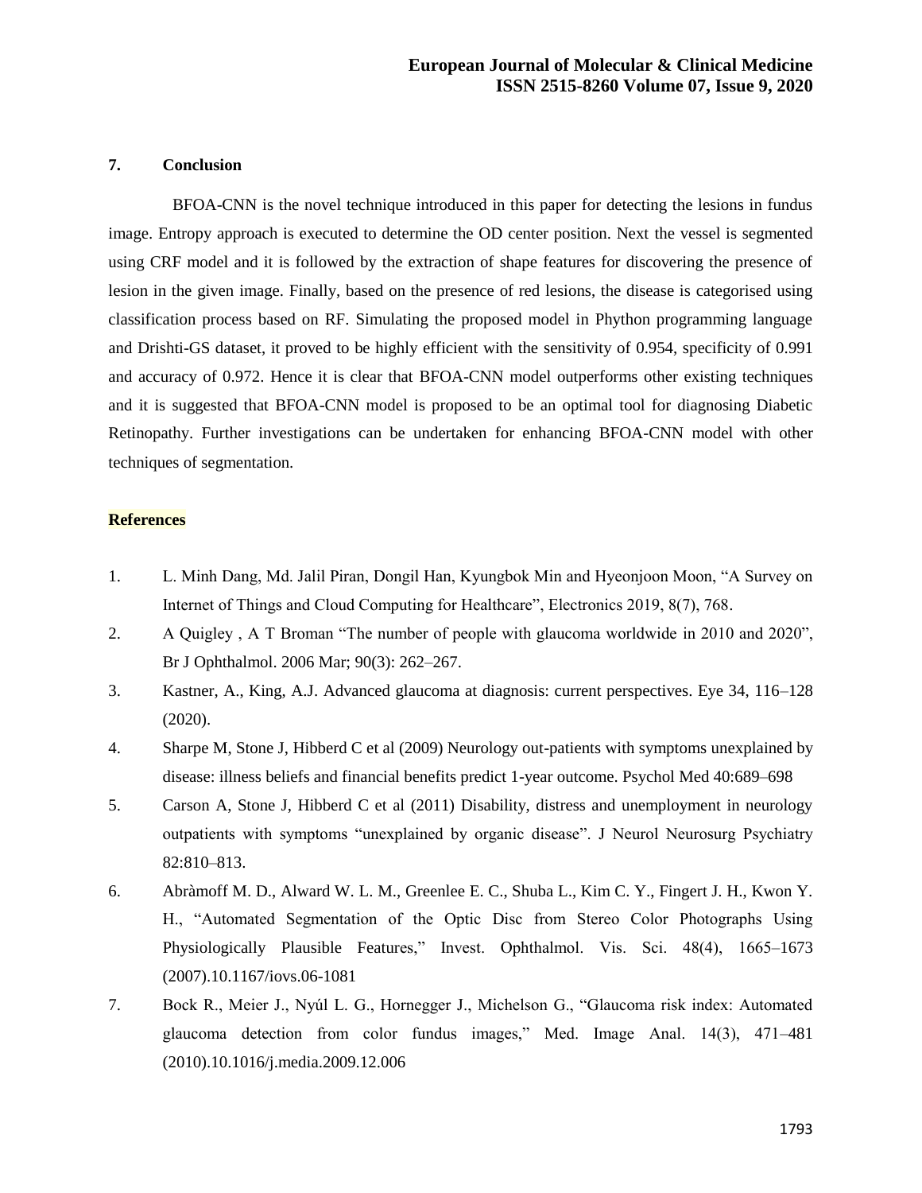## 7. Conclusion

BFOA-CNN is the novel technique introduced in this paper for detecting the lesions in fundus image. Entropy approach is executed to determine the OD center position. Next the vessel is segmented using CRF model and it is followed by the extraction of shape features for discovering the presence of lesion in the given image. Finally, based on the presence of red lesions, the disease is categorised using classification process based on RF. Simulating the proposed model in Phython programming language and Drishti-GS dataset, it proved to be highly efficient with the sensitivity of 0.954, specificity of 0.991 and accuracy of 0.972. Hence it is clear that BFOA-CNN model outperforms other existing techniques and it is suggested that BFOA-CNN model is proposed to be an optimal tool for diagnosing Diabetic Retinopathy. Further investigations can be undertaken for enhancing BFOA-CNN model with other techniques of segmentation.

## References

1. L. Minh Dang, Md. Jalil Piran, Dongil Han, Kyungbok Min and Hyeonjoon Moon, "A Survey on Internet of Things and Cloud Computing for Healthcare", Electronics 2019, 8(7), 768.
2. A Quigley , A T Broman "The number of people with glaucoma worldwide in 2010 and 2020", Br J Ophthalmol. 2006 Mar; 90(3): 262–267.
3. Kastner, A., King, A.J. Advanced glaucoma at diagnosis: current perspectives. Eye 34, 116–128 (2020).
4. Sharpe M, Stone J, Hibberd C et al (2009) Neurology out-patients with symptoms unexplained by disease: illness beliefs and financial benefits predict 1-year outcome. Psychol Med 40:689–698
5. Carson A, Stone J, Hibberd C et al (2011) Disability, distress and unemployment in neurology outpatients with symptoms "unexplained by organic disease". J Neurol Neurosurg Psychiatry 82:810–813.
6. Abràmoff M. D., Alward W. L. M., Greenlee E. C., Shuba L., Kim C. Y., Fingert J. H., Kwon Y. H., "Automated Segmentation of the Optic Disc from Stereo Color Photographs Using Physiologically Plausible Features," Invest. Ophthalmol. Vis. Sci. 48(4), 1665–1673 (2007).10.1167/iovs.06-1081
7. Bock R., Meier J., Nyúl L. G., Hornegger J., Michelson G., "Glaucoma risk index: Automated glaucoma detection from color fundus images," Med. Image Anal. 14(3), 471–481 (2010).10.1016/j.media.2009.12.006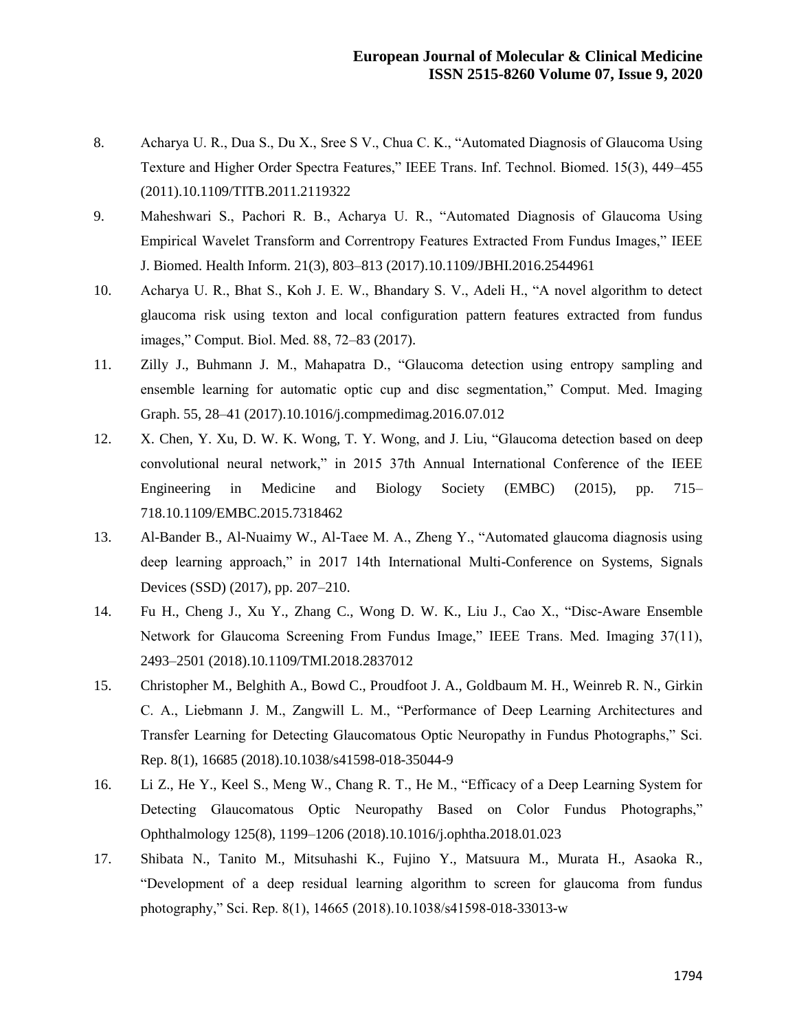8. Acharya U. R., Dua S., Du X., Sree S V., Chua C. K., “Automated Diagnosis of Glaucoma Using Texture and Higher Order Spectra Features,” IEEE Trans. Inf. Technol. Biomed. 15(3), 449–455 (2011).10.1109/TITB.2011.2119322
9. Maheshwari S., Pachori R. B., Acharya U. R., “Automated Diagnosis of Glaucoma Using Empirical Wavelet Transform and Correntropy Features Extracted From Fundus Images,” IEEE J. Biomed. Health Inform. 21(3), 803–813 (2017).10.1109/JBHI.2016.2544961
10. Acharya U. R., Bhat S., Koh J. E. W., Bhandary S. V., Adeli H., “A novel algorithm to detect glaucoma risk using texton and local configuration pattern features extracted from fundus images,” Comput. Biol. Med. 88, 72–83 (2017).
11. Zilly J., Buhmann J. M., Mahapatra D., “Glaucoma detection using entropy sampling and ensemble learning for automatic optic cup and disc segmentation,” Comput. Med. Imaging Graph. 55, 28–41 (2017).10.1016/j.compmedimag.2016.07.012
12. X. Chen, Y. Xu, D. W. K. Wong, T. Y. Wong, and J. Liu, “Glaucoma detection based on deep convolutional neural network,” in 2015 37th Annual International Conference of the IEEE Engineering in Medicine and Biology Society (EMBC) (2015), pp. 715–718.10.1109/EMBC.2015.7318462
13. Al-Bander B., Al-Nuaimy W., Al-Taee M. A., Zheng Y., “Automated glaucoma diagnosis using deep learning approach,” in 2017 14th International Multi-Conference on Systems, Signals Devices (SSD) (2017), pp. 207–210.
14. Fu H., Cheng J., Xu Y., Zhang C., Wong D. W. K., Liu J., Cao X., “Disc-Aware Ensemble Network for Glaucoma Screening From Fundus Image,” IEEE Trans. Med. Imaging 37(11), 2493–2501 (2018).10.1109/TMI.2018.2837012
15. Christopher M., Belghith A., Bowd C., Proudfoot J. A., Goldbaum M. H., Weinreb R. N., Girkin C. A., Liebmann J. M., Zangwill L. M., “Performance of Deep Learning Architectures and Transfer Learning for Detecting Glaucomatous Optic Neuropathy in Fundus Photographs,” Sci. Rep. 8(1), 16685 (2018).10.1038/s41598-018-35044-9
16. Li Z., He Y., Keel S., Meng W., Chang R. T., He M., “Efficacy of a Deep Learning System for Detecting Glaucomatous Optic Neuropathy Based on Color Fundus Photographs,” Ophthalmology 125(8), 1199–1206 (2018).10.1016/j.ophtha.2018.01.023
17. Shibata N., Tanito M., Mitsuhashi K., Fujino Y., Matsuura M., Murata H., Asaoka R., “Development of a deep residual learning algorithm to screen for glaucoma from fundus photography,” Sci. Rep. 8(1), 14665 (2018).10.1038/s41598-018-33013-w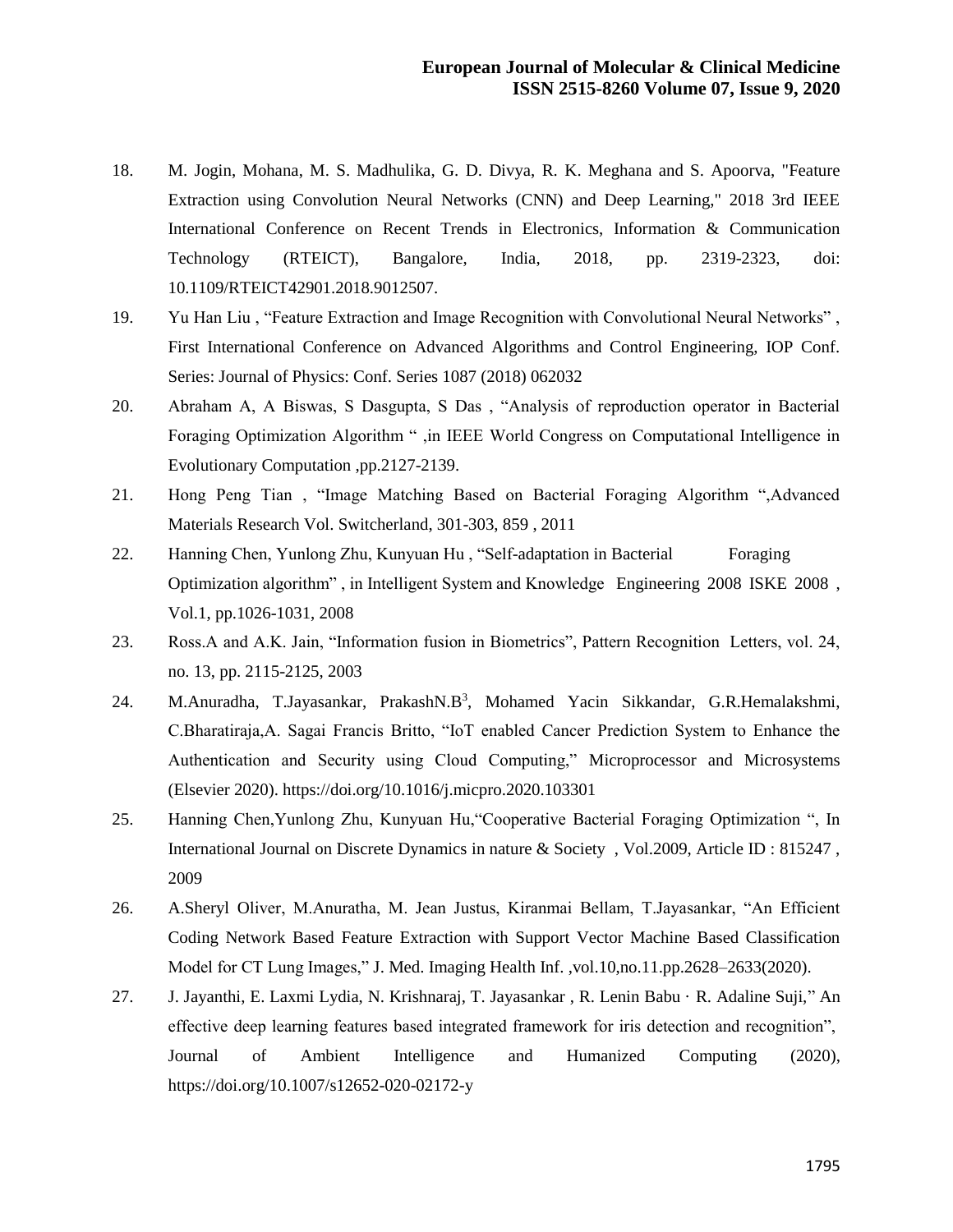18. M. Jogin, Mohana, M. S. Madhulika, G. D. Divya, R. K. Meghana and S. Apoorva, "Feature Extraction using Convolution Neural Networks (CNN) and Deep Learning," 2018 3rd IEEE International Conference on Recent Trends in Electronics, Information & Communication Technology (RTEICT), Bangalore, India, 2018, pp. 2319-2323, doi: 10.1109/RTEICT42901.2018.9012507.
19. Yu Han Liu , "Feature Extraction and Image Recognition with Convolutional Neural Networks" , First International Conference on Advanced Algorithms and Control Engineering, IOP Conf. Series: Journal of Physics: Conf. Series 1087 (2018) 062032
20. Abraham A, A Biswas, S Dasgupta, S Das , "Analysis of reproduction operator in Bacterial Foraging Optimization Algorithm " ,in IEEE World Congress on Computational Intelligence in Evolutionary Computation ,pp.2127-2139.
21. Hong Peng Tian , "Image Matching Based on Bacterial Foraging Algorithm ",Advanced Materials Research Vol. Switcherland, 301-303, 859 , 2011
22. Hanning Chen, Yunlong Zhu, Kunyuan Hu , "Self-adaptation in Bacterial Foraging Optimization algorithm" , in Intelligent System and Knowledge Engineering 2008 ISKE 2008 , Vol.1, pp.1026-1031, 2008
23. Ross.A and A.K. Jain, "Information fusion in Biometrics", Pattern Recognition Letters, vol. 24, no. 13, pp. 2115-2125, 2003
24. M.Anuradha, T.Jayasankar, PrakashN.B[3], Mohamed Yacin Sikkandar, G.R.Hemalakshmi, C.Bharatiraja,A. Sagai Francis Britto, "IoT enabled Cancer Prediction System to Enhance the Authentication and Security using Cloud Computing," Microprocessor and Microsystems (Elsevier 2020). https://doi.org/10.1016/j.micpro.2020.103301
25. Hanning Chen,Yunlong Zhu, Kunyuan Hu,"Cooperative Bacterial Foraging Optimization ", In International Journal on Discrete Dynamics in nature & Society , Vol.2009, Article ID : 815247 , 2009
26. A.Sheryl Oliver, M.Anuratha, M. Jean Justus, Kiranmai Bellam, T.Jayasankar, "An Efficient Coding Network Based Feature Extraction with Support Vector Machine Based Classification Model for CT Lung Images," J. Med. Imaging Health Inf. ,vol.10,no.11.pp.2628–2633(2020).
27. J. Jayanthi, E. Laxmi Lydia, N. Krishnaraj, T. Jayasankar , R. Lenin Babu · R. Adaline Suji," An effective deep learning features based integrated framework for iris detection and recognition", Journal of Ambient Intelligence and Humanized Computing (2020), https://doi.org/10.1007/s12652-020-02172-y